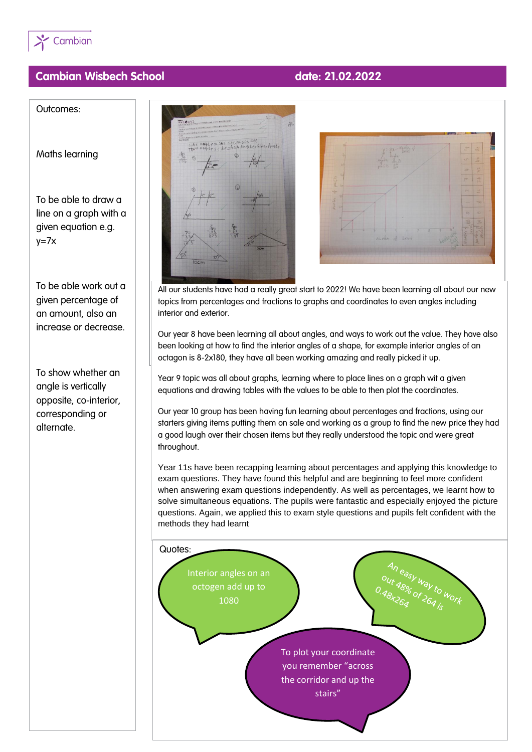Cambian

## Cambian Wisbech School

**date: 21.02.2022**

Outcomes:

Maths learning

To be able to draw a line on a graph with a given equation e.g. y=7x

To be able work out a given percentage of an amount, also an increase or decrease.

To show whether an angle is vertically opposite, co-interior, corresponding or alternate.

All our students have had a really great start to 2022! We have been learning all about our new topics from percentages and fractions to graphs and coordinates to even angles including interior and exterior.

Our year 8 have been learning all about angles, and ways to work out the value. They have also been looking at how to find the interior angles of a shape, for example interior angles of an octagon is 8-2x180, they have all been working amazing and really picked it up.

Year 9 topic was all about graphs, learning where to place lines on a graph wit a given equations and drawing tables with the values to be able to then plot the coordinates.

Our year 10 group has been having fun learning about percentages and fractions, using our starters giving items putting them on sale and working as a group to find the new price they had a good laugh over their chosen items but they really understood the topic and were great throughout.

Year 11s have been recapping learning about percentages and applying this knowledge to exam questions. They have found this helpful and are beginning to feel more confident when answering exam questions independently. As well as percentages, we learnt how to solve simultaneous equations. The pupils were fantastic and especially enjoyed the picture questions. Again, we applied this to exam style questions and pupils felt confident with the methods they had learnt

Quotes:

Interior angles on an octogen add up to 1080

An easy way to work out 48% of 264 is 0.48x264

To plot your coordinate you remember "across the corridor and up the stairs"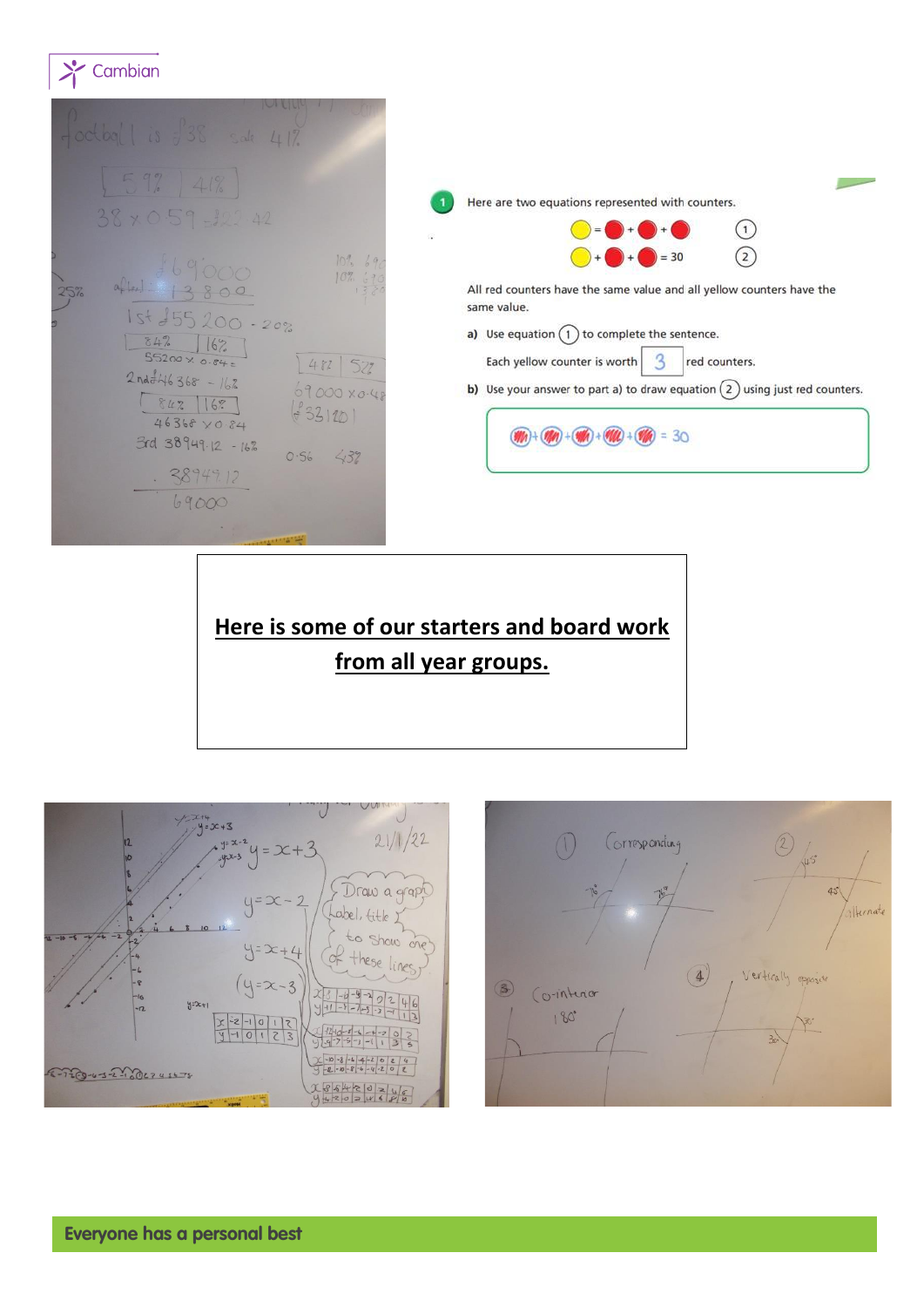Cambian

1 Here are two equations represented with counters.

(yellow) = (red) + (red) + (red) ①

(yellow) + (red) + (red) = 30 ②

All red counters have the same value and all yellow counters have the same value.

a) Use equation ① to complete the sentence.

Each yellow counter is worth 3 red counters.

b) Use your answer to part a) to draw equation ② using just red counters.

(red) + (red) + (red) + (red) + (red) = 30

**Here is some of our starters and board work from all year groups.**

**Everyone has a personal best**